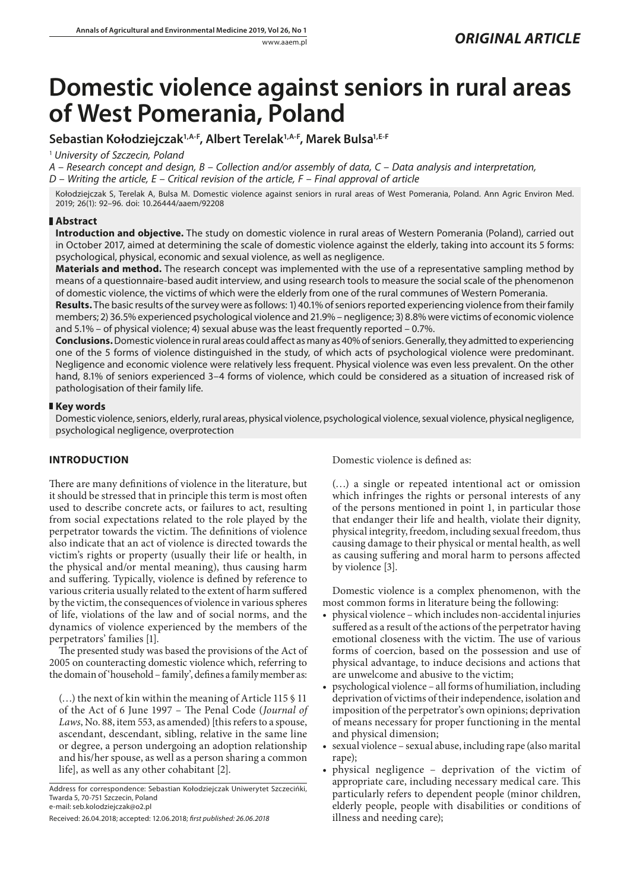*ORIGINAL ARTICLE*

# Domestic violence against seniors in rural areas of West Pomerania, Poland

**Sebastian Kołodziejczak[1,A-F], Albert Terelak[1,A-F], Marek Bulsa[1,E-F]**

[1] *University of Szczecin, Poland*

*A – Research concept and design, B – Collection and/or assembly of data, C – Data analysis and interpretation, D – Writing the article, E – Critical revision of the article, F – Final approval of article*

Kołodziejczak S, Terelak A, Bulsa M. Domestic violence against seniors in rural areas of West Pomerania, Poland. Ann Agric Environ Med. 2019; 26(1): 92–96. doi: 10.26444/aaem/92208

## Abstract

**Introduction and objective.** The study on domestic violence in rural areas of Western Pomerania (Poland), carried out in October 2017, aimed at determining the scale of domestic violence against the elderly, taking into account its 5 forms: psychological, physical, economic and sexual violence, as well as negligence.

**Materials and method.** The research concept was implemented with the use of a representative sampling method by means of a questionnaire-based audit interview, and using research tools to measure the social scale of the phenomenon of domestic violence, the victims of which were the elderly from one of the rural communes of Western Pomerania.

**Results.** The basic results of the survey were as follows: 1) 40.1% of seniors reported experiencing violence from their family members; 2) 36.5% experienced psychological violence and 21.9% – negligence; 3) 8.8% were victims of economic violence and 5.1% – of physical violence; 4) sexual abuse was the least frequently reported – 0.7%.

**Conclusions.** Domestic violence in rural areas could affect as many as 40% of seniors. Generally, they admitted to experiencing one of the 5 forms of violence distinguished in the study, of which acts of psychological violence were predominant. Negligence and economic violence were relatively less frequent. Physical violence was even less prevalent. On the other hand, 8.1% of seniors experienced 3–4 forms of violence, which could be considered as a situation of increased risk of pathologisation of their family life.

## Key words

Domestic violence, seniors, elderly, rural areas, physical violence, psychological violence, sexual violence, physical negligence, psychological negligence, overprotection

## INTRODUCTION

There are many definitions of violence in the literature, but it should be stressed that in principle this term is most often used to describe concrete acts, or failures to act, resulting from social expectations related to the role played by the perpetrator towards the victim. The definitions of violence also indicate that an act of violence is directed towards the victim's rights or property (usually their life or health, in the physical and/or mental meaning), thus causing harm and suffering. Typically, violence is defined by reference to various criteria usually related to the extent of harm suffered by the victim, the consequences of violence in various spheres of life, violations of the law and of social norms, and the dynamics of violence experienced by the members of the perpetrators' families [1].

The presented study was based the provisions of the Act of 2005 on counteracting domestic violence which, referring to the domain of 'household – family', defines a family member as:

(…) the next of kin within the meaning of Article 115 § 11 of the Act of 6 June 1997 – The Penal Code (*Journal of Laws*, No. 88, item 553, as amended) [this refers to a spouse, ascendant, descendant, sibling, relative in the same line or degree, a person undergoing an adoption relationship and his/her spouse, as well as a person sharing a common life], as well as any other cohabitant [2].

Address for correspondence: Sebastian Kołodziejczak Uniwerytet Szczeciński, Twarda 5, 70-751 Szczecin, Poland
e-mail: seb.kolodziejczak@o2.pl

Received: 26.04.2018; accepted: 12.06.2018; *first published: 26.06.2018*

Domestic violence is defined as:

(…) a single or repeated intentional act or omission which infringes the rights or personal interests of any of the persons mentioned in point 1, in particular those that endanger their life and health, violate their dignity, physical integrity, freedom, including sexual freedom, thus causing damage to their physical or mental health, as well as causing suffering and moral harm to persons affected by violence [3].

Domestic violence is a complex phenomenon, with the most common forms in literature being the following:

- physical violence – which includes non-accidental injuries suffered as a result of the actions of the perpetrator having emotional closeness with the victim. The use of various forms of coercion, based on the possession and use of physical advantage, to induce decisions and actions that are unwelcome and abusive to the victim;
- psychological violence – all forms of humiliation, including deprivation of victims of their independence, isolation and imposition of the perpetrator's own opinions; deprivation of means necessary for proper functioning in the mental and physical dimension;
- sexual violence – sexual abuse, including rape (also marital rape);
- physical negligence – deprivation of the victim of appropriate care, including necessary medical care. This particularly refers to dependent people (minor children, elderly people, people with disabilities or conditions of illness and needing care);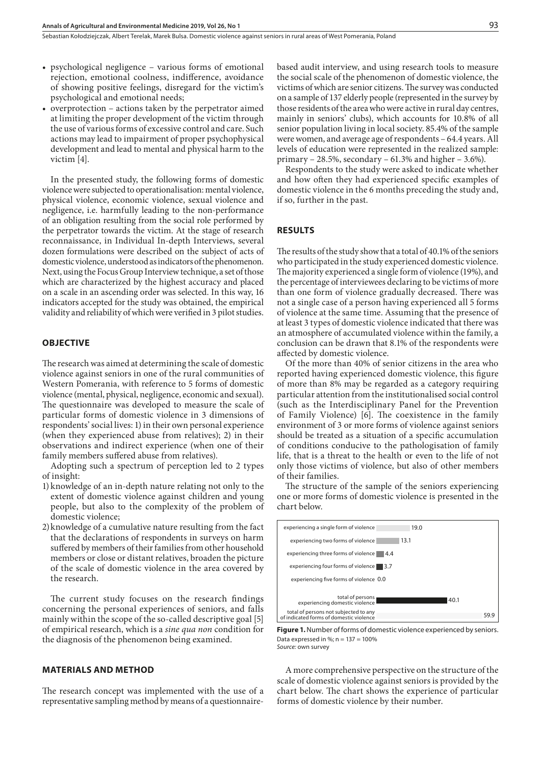- psychological negligence – various forms of emotional rejection, emotional coolness, indifference, avoidance of showing positive feelings, disregard for the victim's psychological and emotional needs;
- overprotection – actions taken by the perpetrator aimed at limiting the proper development of the victim through the use of various forms of excessive control and care. Such actions may lead to impairment of proper psychophysical development and lead to mental and physical harm to the victim [4].

In the presented study, the following forms of domestic violence were subjected to operationalisation: mental violence, physical violence, economic violence, sexual violence and negligence, i.e. harmfully leading to the non-performance of an obligation resulting from the social role performed by the perpetrator towards the victim. At the stage of research reconnaissance, in Individual In-depth Interviews, several dozen formulations were described on the subject of acts of domestic violence, understood as indicators of the phenomenon. Next, using the Focus Group Interview technique, a set of those which are characterized by the highest accuracy and placed on a scale in an ascending order was selected. In this way, 16 indicators accepted for the study was obtained, the empirical validity and reliability of which were verified in 3 pilot studies.

## OBJECTIVE

The research was aimed at determining the scale of domestic violence against seniors in one of the rural communities of Western Pomerania, with reference to 5 forms of domestic violence (mental, physical, negligence, economic and sexual). The questionnaire was developed to measure the scale of particular forms of domestic violence in 3 dimensions of respondents' social lives: 1) in their own personal experience (when they experienced abuse from relatives); 2) in their observations and indirect experience (when one of their family members suffered abuse from relatives).

Adopting such a spectrum of perception led to 2 types of insight:

1) knowledge of an in-depth nature relating not only to the extent of domestic violence against children and young people, but also to the complexity of the problem of domestic violence;
2) knowledge of a cumulative nature resulting from the fact that the declarations of respondents in surveys on harm suffered by members of their families from other household members or close or distant relatives, broaden the picture of the scale of domestic violence in the area covered by the research.

The current study focuses on the research findings concerning the personal experiences of seniors, and falls mainly within the scope of the so-called descriptive goal [5] of empirical research, which is a *sine qua non* condition for the diagnosis of the phenomenon being examined.

## MATERIALS AND METHOD

The research concept was implemented with the use of a representative sampling method by means of a questionnaire-based audit interview, and using research tools to measure the social scale of the phenomenon of domestic violence, the victims of which are senior citizens. The survey was conducted on a sample of 137 elderly people (represented in the survey by those residents of the area who were active in rural day centres, mainly in seniors' clubs), which accounts for 10.8% of all senior population living in local society. 85.4% of the sample were women, and average age of respondents – 64.4 years. All levels of education were represented in the realized sample: primary – 28.5%, secondary – 61.3% and higher – 3.6%).

Respondents to the study were asked to indicate whether and how often they had experienced specific examples of domestic violence in the 6 months preceding the study and, if so, further in the past.

## RESULTS

The results of the study show that a total of 40.1% of the seniors who participated in the study experienced domestic violence. The majority experienced a single form of violence (19%), and the percentage of interviewees declaring to be victims of more than one form of violence gradually decreased. There was not a single case of a person having experienced all 5 forms of violence at the same time. Assuming that the presence of at least 3 types of domestic violence indicated that there was an atmosphere of accumulated violence within the family, a conclusion can be drawn that 8.1% of the respondents were affected by domestic violence.

Of the more than 40% of senior citizens in the area who reported having experienced domestic violence, this figure of more than 8% may be regarded as a category requiring particular attention from the institutionalised social control (such as the Interdisciplinary Panel for the Prevention of Family Violence) [6]. The coexistence in the family environment of 3 or more forms of violence against seniors should be treated as a situation of a specific accumulation of conditions conducive to the pathologisation of family life, that is a threat to the health or even to the life of not only those victims of violence, but also of other members of their families.

The structure of the sample of the seniors experiencing one or more forms of domestic violence is presented in the chart below.

| | % |
|---|---|
| experiencing a single form of violence | 19.0 |
| experiencing two forms of violence | 13.1 |
| experiencing three forms of violence | 4.4 |
| experiencing four forms of violence | 3.7 |
| experiencing five forms of violence | 0.0 |
| total of persons experiencing domestic violence | 40.1 |
| total of persons not subjected to any of indicated forms of domestic violence | 59.9 |

**Figure 1.** Number of forms of domestic violence experienced by seniors. Data expressed in %; n = 137 = 100%
*Source:* own survey

A more comprehensive perspective on the structure of the scale of domestic violence against seniors is provided by the chart below. The chart shows the experience of particular forms of domestic violence by their number.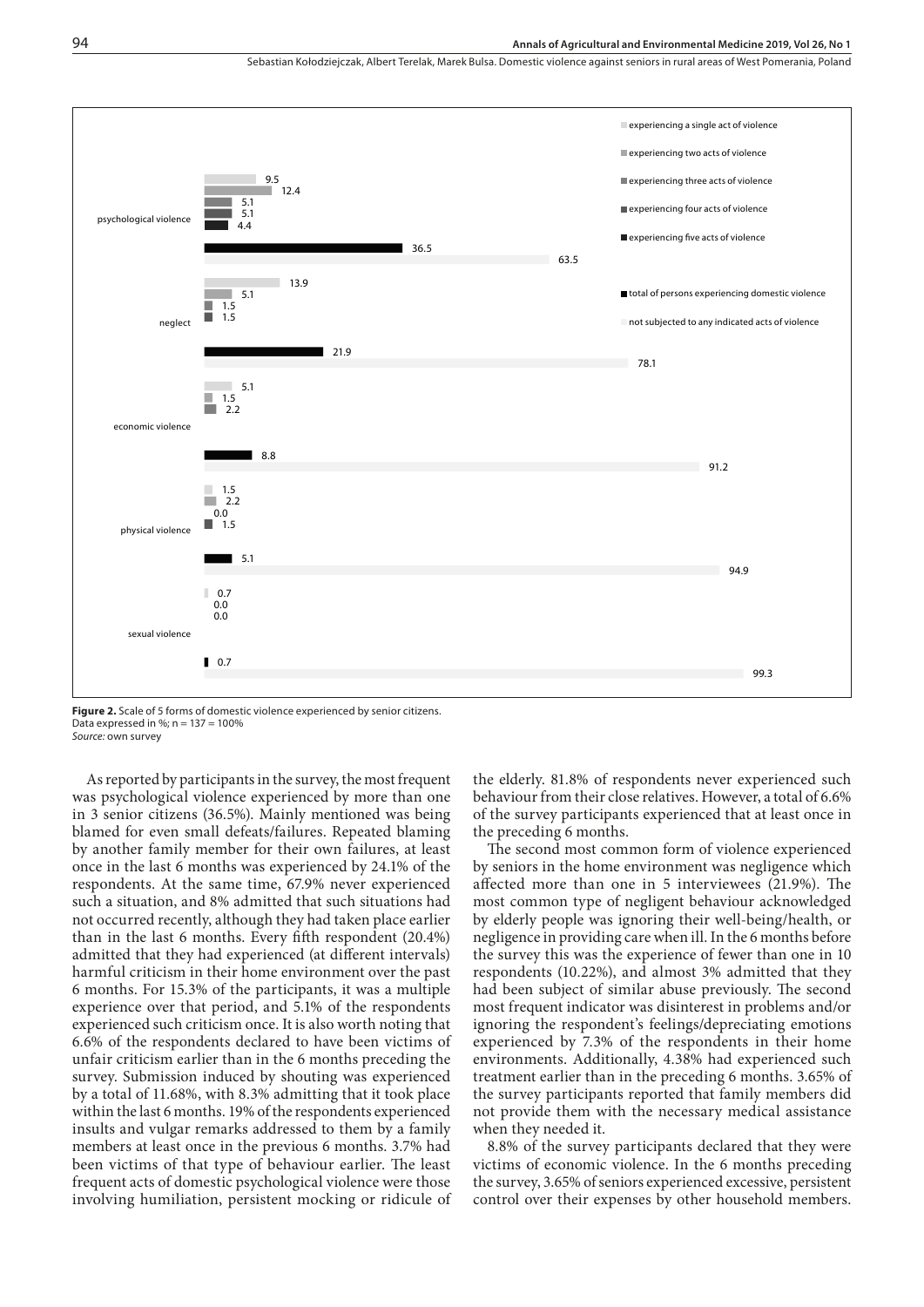| | psychological violence | neglect | economic violence | physical violence | sexual violence |
|---|---|---|---|---|---|
| experiencing a single act of violence | 9.5 | 13.9 | 5.1 | 1.5 | 0.7 |
| experiencing two acts of violence | 12.4 | 5.1 | 1.5 | 2.2 | 0.0 |
| experiencing three acts of violence | 5.1 | 1.5 | 2.2 | 0.0 | 0.0 |
| experiencing four acts of violence | 5.1 | 1.5 | | 1.5 | |
| experiencing five acts of violence | 4.4 | | | | |
| total of persons experiencing domestic violence | 36.5 | 21.9 | 8.8 | 5.1 | 0.7 |
| not subjected to any indicated acts of violence | 63.5 | 78.1 | 91.2 | 94.9 | 99.3 |

**Figure 2.** Scale of 5 forms of domestic violence experienced by senior citizens. Data expressed in %; n = 137 = 100%
*Source:* own survey

As reported by participants in the survey, the most frequent was psychological violence experienced by more than one in 3 senior citizens (36.5%). Mainly mentioned was being blamed for even small defeats/failures. Repeated blaming by another family member for their own failures, at least once in the last 6 months was experienced by 24.1% of the respondents. At the same time, 67.9% never experienced such a situation, and 8% admitted that such situations had not occurred recently, although they had taken place earlier than in the last 6 months. Every fifth respondent (20.4%) admitted that they had experienced (at different intervals) harmful criticism in their home environment over the past 6 months. For 15.3% of the participants, it was a multiple experience over that period, and 5.1% of the respondents experienced such criticism once. It is also worth noting that 6.6% of the respondents declared to have been victims of unfair criticism earlier than in the 6 months preceding the survey. Submission induced by shouting was experienced by a total of 11.68%, with 8.3% admitting that it took place within the last 6 months. 19% of the respondents experienced insults and vulgar remarks addressed to them by a family members at least once in the previous 6 months. 3.7% had been victims of that type of behaviour earlier. The least frequent acts of domestic psychological violence were those involving humiliation, persistent mocking or ridicule of the elderly. 81.8% of respondents never experienced such behaviour from their close relatives. However, a total of 6.6% of the survey participants experienced that at least once in the preceding 6 months.

The second most common form of violence experienced by seniors in the home environment was negligence which affected more than one in 5 interviewees (21.9%). The most common type of negligent behaviour acknowledged by elderly people was ignoring their well-being/health, or negligence in providing care when ill. In the 6 months before the survey this was the experience of fewer than one in 10 respondents (10.22%), and almost 3% admitted that they had been subject of similar abuse previously. The second most frequent indicator was disinterest in problems and/or ignoring the respondent's feelings/depreciating emotions experienced by 7.3% of the respondents in their home environments. Additionally, 4.38% had experienced such treatment earlier than in the preceding 6 months. 3.65% of the survey participants reported that family members did not provide them with the necessary medical assistance when they needed it.

8.8% of the survey participants declared that they were victims of economic violence. In the 6 months preceding the survey, 3.65% of seniors experienced excessive, persistent control over their expenses by other household members.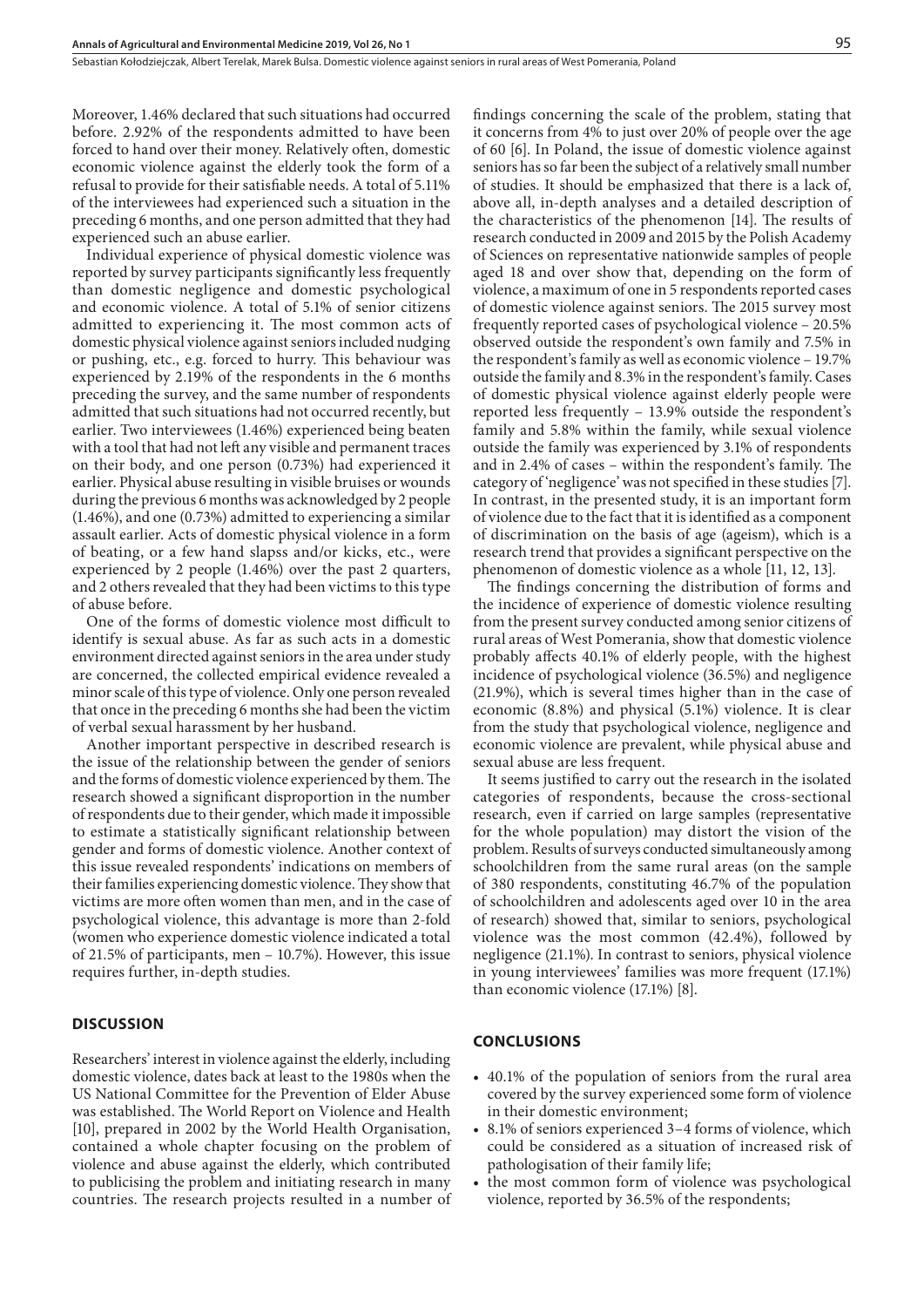Moreover, 1.46% declared that such situations had occurred before. 2.92% of the respondents admitted to have been forced to hand over their money. Relatively often, domestic economic violence against the elderly took the form of a refusal to provide for their satisfiable needs. A total of 5.11% of the interviewees had experienced such a situation in the preceding 6 months, and one person admitted that they had experienced such an abuse earlier.

Individual experience of physical domestic violence was reported by survey participants significantly less frequently than domestic negligence and domestic psychological and economic violence. A total of 5.1% of senior citizens admitted to experiencing it. The most common acts of domestic physical violence against seniors included nudging or pushing, etc., e.g. forced to hurry. This behaviour was experienced by 2.19% of the respondents in the 6 months preceding the survey, and the same number of respondents admitted that such situations had not occurred recently, but earlier. Two interviewees (1.46%) experienced being beaten with a tool that had not left any visible and permanent traces on their body, and one person (0.73%) had experienced it earlier. Physical abuse resulting in visible bruises or wounds during the previous 6 months was acknowledged by 2 people (1.46%), and one (0.73%) admitted to experiencing a similar assault earlier. Acts of domestic physical violence in a form of beating, or a few hand slapss and/or kicks, etc., were experienced by 2 people (1.46%) over the past 2 quarters, and 2 others revealed that they had been victims to this type of abuse before.

One of the forms of domestic violence most difficult to identify is sexual abuse. As far as such acts in a domestic environment directed against seniors in the area under study are concerned, the collected empirical evidence revealed a minor scale of this type of violence. Only one person revealed that once in the preceding 6 months she had been the victim of verbal sexual harassment by her husband.

Another important perspective in described research is the issue of the relationship between the gender of seniors and the forms of domestic violence experienced by them. The research showed a significant disproportion in the number of respondents due to their gender, which made it impossible to estimate a statistically significant relationship between gender and forms of domestic violence. Another context of this issue revealed respondents' indications on members of their families experiencing domestic violence. They show that victims are more often women than men, and in the case of psychological violence, this advantage is more than 2-fold (women who experience domestic violence indicated a total of 21.5% of participants, men – 10.7%). However, this issue requires further, in-depth studies.

## DISCUSSION

Researchers' interest in violence against the elderly, including domestic violence, dates back at least to the 1980s when the US National Committee for the Prevention of Elder Abuse was established. The World Report on Violence and Health [10], prepared in 2002 by the World Health Organisation, contained a whole chapter focusing on the problem of violence and abuse against the elderly, which contributed to publicising the problem and initiating research in many countries. The research projects resulted in a number of findings concerning the scale of the problem, stating that it concerns from 4% to just over 20% of people over the age of 60 [6]. In Poland, the issue of domestic violence against seniors has so far been the subject of a relatively small number of studies. It should be emphasized that there is a lack of, above all, in-depth analyses and a detailed description of the characteristics of the phenomenon [14]. The results of research conducted in 2009 and 2015 by the Polish Academy of Sciences on representative nationwide samples of people aged 18 and over show that, depending on the form of violence, a maximum of one in 5 respondents reported cases of domestic violence against seniors. The 2015 survey most frequently reported cases of psychological violence – 20.5% observed outside the respondent's own family and 7.5% in the respondent's family as well as economic violence – 19.7% outside the family and 8.3% in the respondent's family. Cases of domestic physical violence against elderly people were reported less frequently – 13.9% outside the respondent's family and 5.8% within the family, while sexual violence outside the family was experienced by 3.1% of respondents and in 2.4% of cases – within the respondent's family. The category of 'negligence' was not specified in these studies [7]. In contrast, in the presented study, it is an important form of violence due to the fact that it is identified as a component of discrimination on the basis of age (ageism), which is a research trend that provides a significant perspective on the phenomenon of domestic violence as a whole [11, 12, 13].

The findings concerning the distribution of forms and the incidence of experience of domestic violence resulting from the present survey conducted among senior citizens of rural areas of West Pomerania, show that domestic violence probably affects 40.1% of elderly people, with the highest incidence of psychological violence (36.5%) and negligence (21.9%), which is several times higher than in the case of economic (8.8%) and physical (5.1%) violence. It is clear from the study that psychological violence, negligence and economic violence are prevalent, while physical abuse and sexual abuse are less frequent.

It seems justified to carry out the research in the isolated categories of respondents, because the cross-sectional research, even if carried on large samples (representative for the whole population) may distort the vision of the problem. Results of surveys conducted simultaneously among schoolchildren from the same rural areas (on the sample of 380 respondents, constituting 46.7% of the population of schoolchildren and adolescents aged over 10 in the area of research) showed that, similar to seniors, psychological violence was the most common (42.4%), followed by negligence (21.1%). In contrast to seniors, physical violence in young interviewees' families was more frequent (17.1%) than economic violence (17.1%) [8].

## CONCLUSIONS

- 40.1% of the population of seniors from the rural area covered by the survey experienced some form of violence in their domestic environment;
- 8.1% of seniors experienced 3–4 forms of violence, which could be considered as a situation of increased risk of pathologisation of their family life;
- the most common form of violence was psychological violence, reported by 36.5% of the respondents;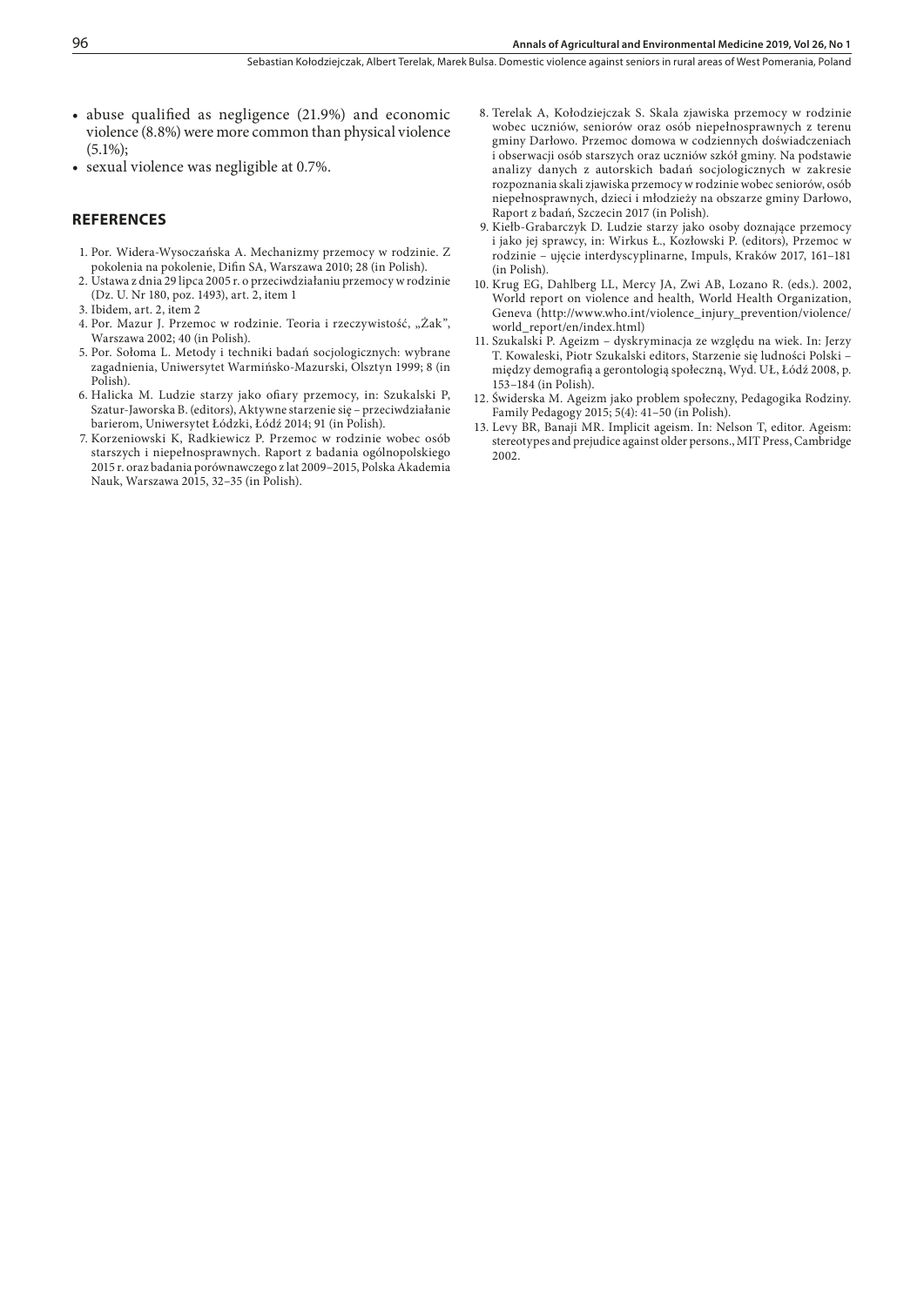- abuse qualified as negligence (21.9%) and economic violence (8.8%) were more common than physical violence (5.1%);
- sexual violence was negligible at 0.7%.

## REFERENCES

1. Por. Widera-Wysoczańska A. Mechanizmy przemocy w rodzinie. Z pokolenia na pokolenie, Difin SA, Warszawa 2010; 28 (in Polish).
2. Ustawa z dnia 29 lipca 2005 r. o przeciwdziałaniu przemocy w rodzinie (Dz. U. Nr 180, poz. 1493), art. 2, item 1
3. Ibidem, art. 2, item 2
4. Por. Mazur J. Przemoc w rodzinie. Teoria i rzeczywistość, „Żak", Warszawa 2002; 40 (in Polish).
5. Por. Sołoma L. Metody i techniki badań socjologicznych: wybrane zagadnienia, Uniwersytet Warmińsko-Mazurski, Olsztyn 1999; 8 (in Polish).
6. Halicka M. Ludzie starzy jako ofiary przemocy, in: Szukalski P, Szatur-Jaworska B. (editors), Aktywne starzenie się – przeciwdziałanie barierom, Uniwersytet Łódzki, Łódź 2014; 91 (in Polish).
7. Korzeniowski K, Radkiewicz P. Przemoc w rodzinie wobec osób starszych i niepełnosprawnych. Raport z badania ogólnopolskiego 2015 r. oraz badania porównawczego z lat 2009–2015, Polska Akademia Nauk, Warszawa 2015, 32–35 (in Polish).
8. Terelak A, Kołodziejczak S. Skala zjawiska przemocy w rodzinie wobec uczniów, seniorów oraz osób niepełnosprawnych z terenu gminy Darłowo. Przemoc domowa w codziennych doświadczeniach i obserwacji osób starszych oraz uczniów szkół gminy. Na podstawie analizy danych z autorskich badań socjologicznych w zakresie rozpoznania skali zjawiska przemocy w rodzinie wobec seniorów, osób niepełnosprawnych, dzieci i młodzieży na obszarze gminy Darłowo, Raport z badań, Szczecin 2017 (in Polish).
9. Kiełb-Grabarczyk D. Ludzie starzy jako osoby doznające przemocy i jako jej sprawcy, in: Wirkus Ł., Kozłowski P. (editors), Przemoc w rodzinie – ujęcie interdyscyplinarne, Impuls, Kraków 2017, 161–181 (in Polish).
10. Krug EG, Dahlberg LL, Mercy JA, Zwi AB, Lozano R. (eds.). 2002, World report on violence and health, World Health Organization, Geneva (http://www.who.int/violence_injury_prevention/violence/world_report/en/index.html)
11. Szukalski P. Ageizm – dyskryminacja ze względu na wiek. In: Jerzy T. Kowaleski, Piotr Szukalski editors, Starzenie się ludności Polski – między demografią a gerontologią społeczną, Wyd. UŁ, Łódź 2008, p. 153–184 (in Polish).
12. Świderska M. Ageizm jako problem społeczny, Pedagogika Rodziny. Family Pedagogy 2015; 5(4): 41–50 (in Polish).
13. Levy BR, Banaji MR. Implicit ageism. In: Nelson T, editor. Ageism: stereotypes and prejudice against older persons., MIT Press, Cambridge 2002.